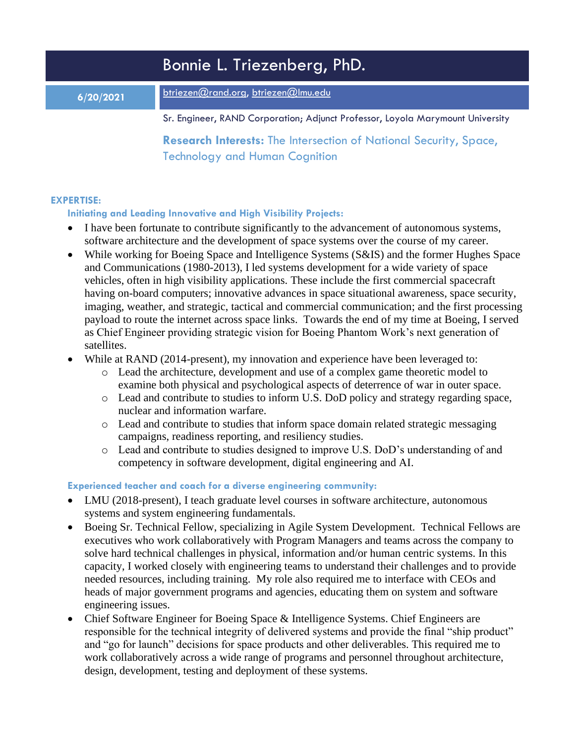# Bonnie L. Triezenberg, PhD.

**6/20/2021**

btriezen@rand.org, btriezen@lmu.edu

Sr. Engineer, RAND Corporation; Adjunct Professor, Loyola Marymount University

**Research Interests:** The Intersection of National Security, Space, Technology and Human Cognition

## EXPERTISE:

### Initiating and Leading Innovative and High Visibility Projects:

- I have been fortunate to contribute significantly to the advancement of autonomous systems, software architecture and the development of space systems over the course of my career.
- While working for Boeing Space and Intelligence Systems (S&IS) and the former Hughes Space and Communications (1980-2013), I led systems development for a wide variety of space vehicles, often in high visibility applications. These include the first commercial spacecraft having on-board computers; innovative advances in space situational awareness, space security, imaging, weather, and strategic, tactical and commercial communication; and the first processing payload to route the internet across space links. Towards the end of my time at Boeing, I served as Chief Engineer providing strategic vision for Boeing Phantom Work's next generation of satellites.
- While at RAND (2014-present), my innovation and experience have been leveraged to:
  - Lead the architecture, development and use of a complex game theoretic model to examine both physical and psychological aspects of deterrence of war in outer space.
  - Lead and contribute to studies to inform U.S. DoD policy and strategy regarding space, nuclear and information warfare.
  - Lead and contribute to studies that inform space domain related strategic messaging campaigns, readiness reporting, and resiliency studies.
  - Lead and contribute to studies designed to improve U.S. DoD's understanding of and competency in software development, digital engineering and AI.

### Experienced teacher and coach for a diverse engineering community:

- LMU (2018-present), I teach graduate level courses in software architecture, autonomous systems and system engineering fundamentals.
- Boeing Sr. Technical Fellow, specializing in Agile System Development. Technical Fellows are executives who work collaboratively with Program Managers and teams across the company to solve hard technical challenges in physical, information and/or human centric systems. In this capacity, I worked closely with engineering teams to understand their challenges and to provide needed resources, including training. My role also required me to interface with CEOs and heads of major government programs and agencies, educating them on system and software engineering issues.
- Chief Software Engineer for Boeing Space & Intelligence Systems. Chief Engineers are responsible for the technical integrity of delivered systems and provide the final "ship product" and "go for launch" decisions for space products and other deliverables. This required me to work collaboratively across a wide range of programs and personnel throughout architecture, design, development, testing and deployment of these systems.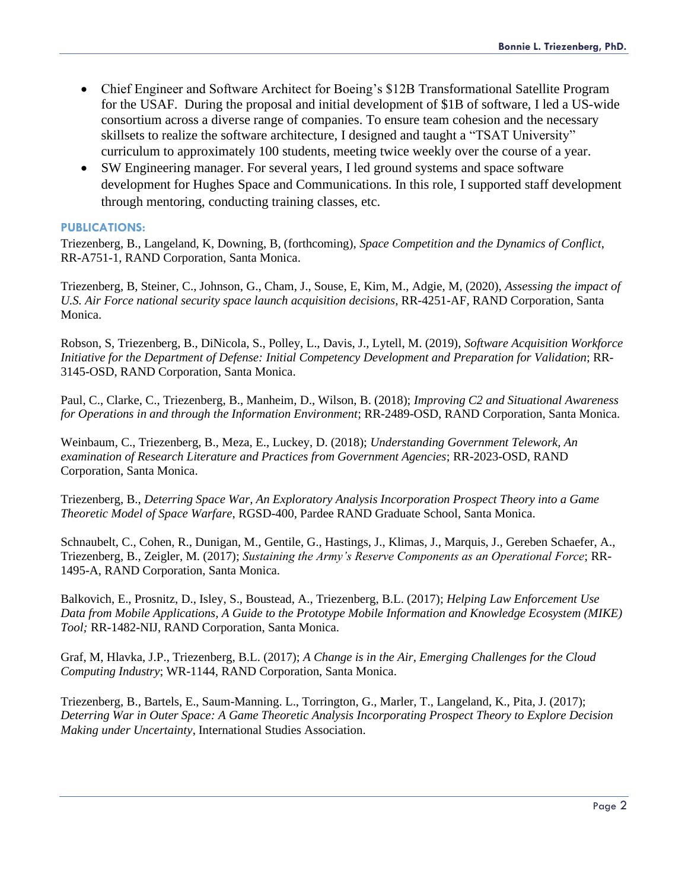- Chief Engineer and Software Architect for Boeing's $12B Transformational Satellite Program for the USAF. During the proposal and initial development of $1B of software, I led a US-wide consortium across a diverse range of companies. To ensure team cohesion and the necessary skillsets to realize the software architecture, I designed and taught a "TSAT University" curriculum to approximately 100 students, meeting twice weekly over the course of a year.
- SW Engineering manager. For several years, I led ground systems and space software development for Hughes Space and Communications. In this role, I supported staff development through mentoring, conducting training classes, etc.

### PUBLICATIONS:

Triezenberg, B., Langeland, K, Downing, B, (forthcoming), *Space Competition and the Dynamics of Conflict*, RR-A751-1, RAND Corporation, Santa Monica.

Triezenberg, B, Steiner, C., Johnson, G., Cham, J., Souse, E, Kim, M., Adgie, M, (2020), *Assessing the impact of U.S. Air Force national security space launch acquisition decisions*, RR-4251-AF, RAND Corporation, Santa Monica.

Robson, S, Triezenberg, B., DiNicola, S., Polley, L., Davis, J., Lytell, M. (2019), *Software Acquisition Workforce Initiative for the Department of Defense: Initial Competency Development and Preparation for Validation*; RR-3145-OSD, RAND Corporation, Santa Monica.

Paul, C., Clarke, C., Triezenberg, B., Manheim, D., Wilson, B. (2018); *Improving C2 and Situational Awareness for Operations in and through the Information Environment*; RR-2489-OSD, RAND Corporation, Santa Monica.

Weinbaum, C., Triezenberg, B., Meza, E., Luckey, D. (2018); *Understanding Government Telework, An examination of Research Literature and Practices from Government Agencies*; RR-2023-OSD, RAND Corporation, Santa Monica.

Triezenberg, B., *Deterring Space War, An Exploratory Analysis Incorporation Prospect Theory into a Game Theoretic Model of Space Warfare*, RGSD-400, Pardee RAND Graduate School, Santa Monica.

Schnaubelt, C., Cohen, R., Dunigan, M., Gentile, G., Hastings, J., Klimas, J., Marquis, J., Gereben Schaefer, A., Triezenberg, B., Zeigler, M. (2017); *Sustaining the Army's Reserve Components as an Operational Force*; RR-1495-A, RAND Corporation, Santa Monica.

Balkovich, E., Prosnitz, D., Isley, S., Boustead, A., Triezenberg, B.L. (2017); *Helping Law Enforcement Use Data from Mobile Applications, A Guide to the Prototype Mobile Information and Knowledge Ecosystem (MIKE) Tool;* RR-1482-NIJ, RAND Corporation, Santa Monica.

Graf, M, Hlavka, J.P., Triezenberg, B.L. (2017); *A Change is in the Air, Emerging Challenges for the Cloud Computing Industry*; WR-1144, RAND Corporation, Santa Monica.

Triezenberg, B., Bartels, E., Saum-Manning. L., Torrington, G., Marler, T., Langeland, K., Pita, J. (2017); *Deterring War in Outer Space: A Game Theoretic Analysis Incorporating Prospect Theory to Explore Decision Making under Uncertainty*, International Studies Association.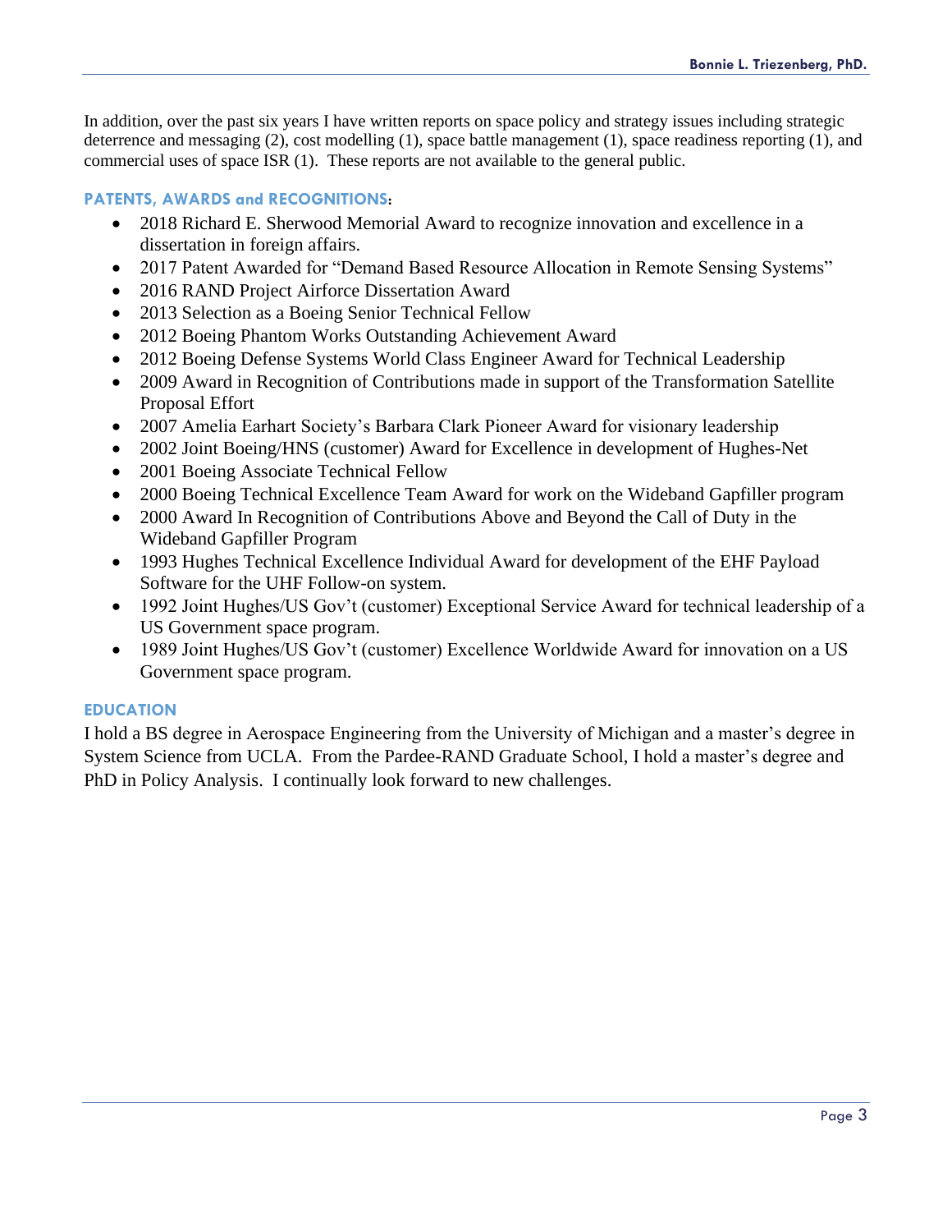In addition, over the past six years I have written reports on space policy and strategy issues including strategic deterrence and messaging (2), cost modelling (1), space battle management (1), space readiness reporting (1), and commercial uses of space ISR (1). These reports are not available to the general public.

## PATENTS, AWARDS and RECOGNITIONS:

- 2018 Richard E. Sherwood Memorial Award to recognize innovation and excellence in a dissertation in foreign affairs.
- 2017 Patent Awarded for "Demand Based Resource Allocation in Remote Sensing Systems"
- 2016 RAND Project Airforce Dissertation Award
- 2013 Selection as a Boeing Senior Technical Fellow
- 2012 Boeing Phantom Works Outstanding Achievement Award
- 2012 Boeing Defense Systems World Class Engineer Award for Technical Leadership
- 2009 Award in Recognition of Contributions made in support of the Transformation Satellite Proposal Effort
- 2007 Amelia Earhart Society's Barbara Clark Pioneer Award for visionary leadership
- 2002 Joint Boeing/HNS (customer) Award for Excellence in development of Hughes-Net
- 2001 Boeing Associate Technical Fellow
- 2000 Boeing Technical Excellence Team Award for work on the Wideband Gapfiller program
- 2000 Award In Recognition of Contributions Above and Beyond the Call of Duty in the Wideband Gapfiller Program
- 1993 Hughes Technical Excellence Individual Award for development of the EHF Payload Software for the UHF Follow-on system.
- 1992 Joint Hughes/US Gov't (customer) Exceptional Service Award for technical leadership of a US Government space program.
- 1989 Joint Hughes/US Gov't (customer) Excellence Worldwide Award for innovation on a US Government space program.

## EDUCATION

I hold a BS degree in Aerospace Engineering from the University of Michigan and a master's degree in System Science from UCLA. From the Pardee-RAND Graduate School, I hold a master's degree and PhD in Policy Analysis. I continually look forward to new challenges.